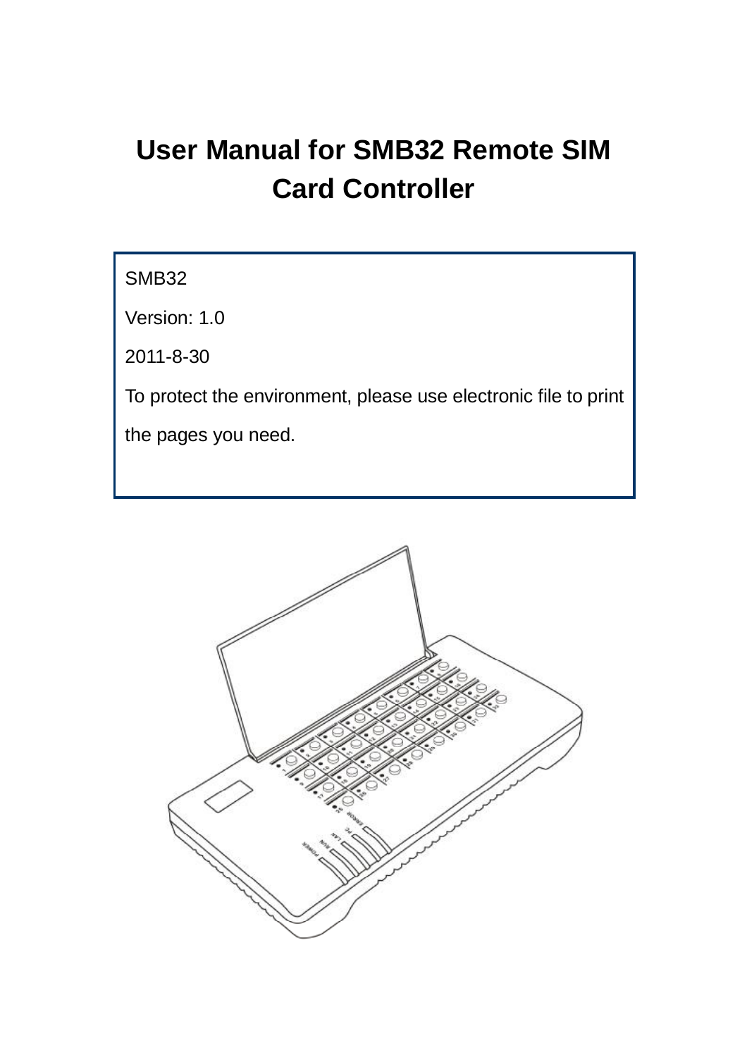# User Manual for SMB32 Remote SIM Card Controller

SMB32

Version: 1.0

2011-8-30

To protect the environment, please use electronic file to print the pages you need.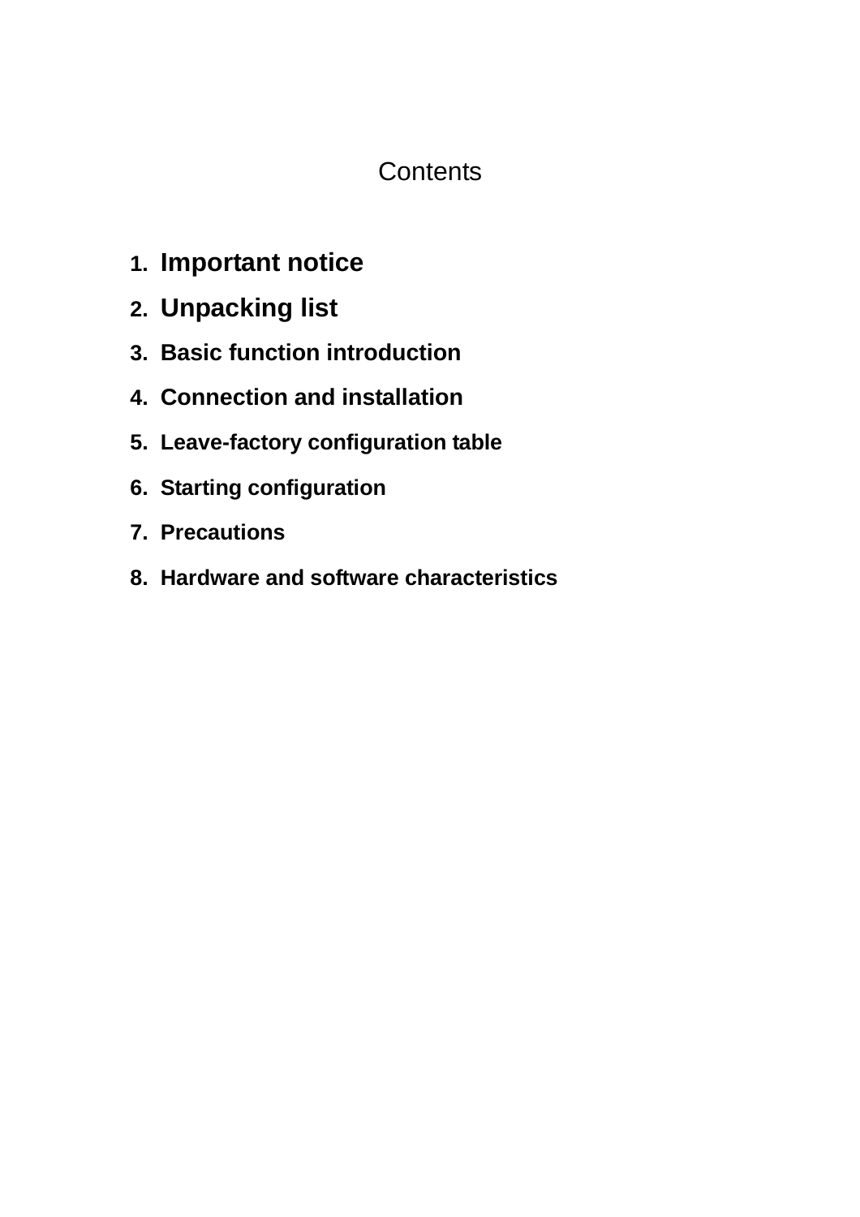# Contents

1. **Important notice**
2. **Unpacking list**
3. **Basic function introduction**
4. **Connection and installation**
5. **Leave-factory configuration table**
6. **Starting configuration**
7. **Precautions**
8. **Hardware and software characteristics**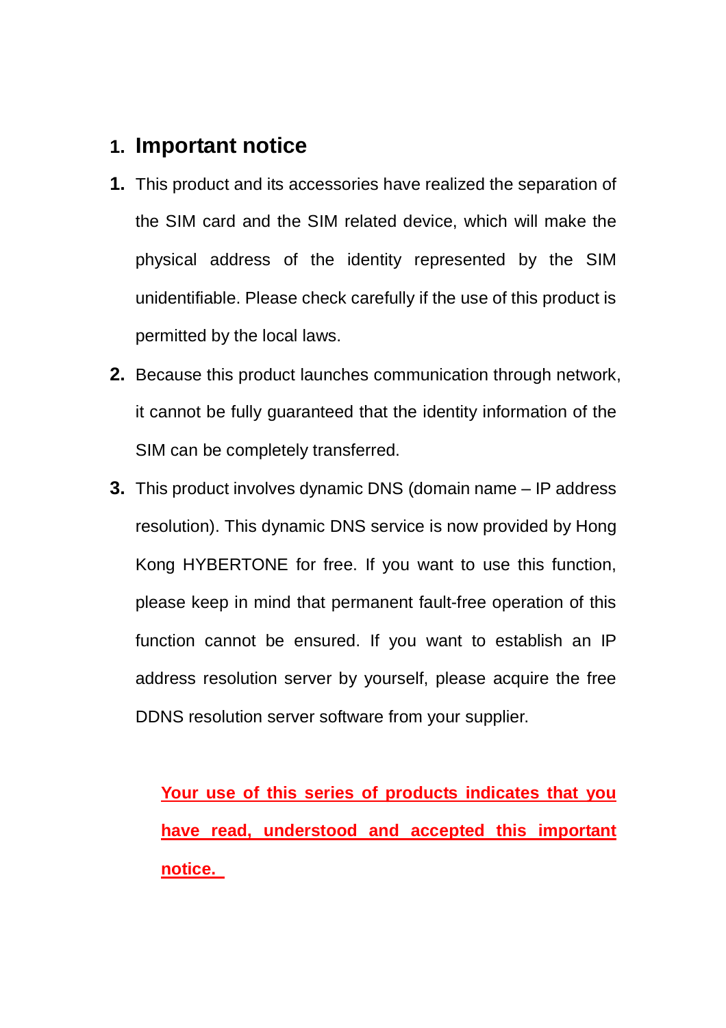## 1. Important notice

1. This product and its accessories have realized the separation of the SIM card and the SIM related device, which will make the physical address of the identity represented by the SIM unidentifiable. Please check carefully if the use of this product is permitted by the local laws.
2. Because this product launches communication through network, it cannot be fully guaranteed that the identity information of the SIM can be completely transferred.
3. This product involves dynamic DNS (domain name – IP address resolution). This dynamic DNS service is now provided by Hong Kong HYBERTONE for free. If you want to use this function, please keep in mind that permanent fault-free operation of this function cannot be ensured. If you want to establish an IP address resolution server by yourself, please acquire the free DDNS resolution server software from your supplier.

**Your use of this series of products indicates that you have read, understood and accepted this important notice.**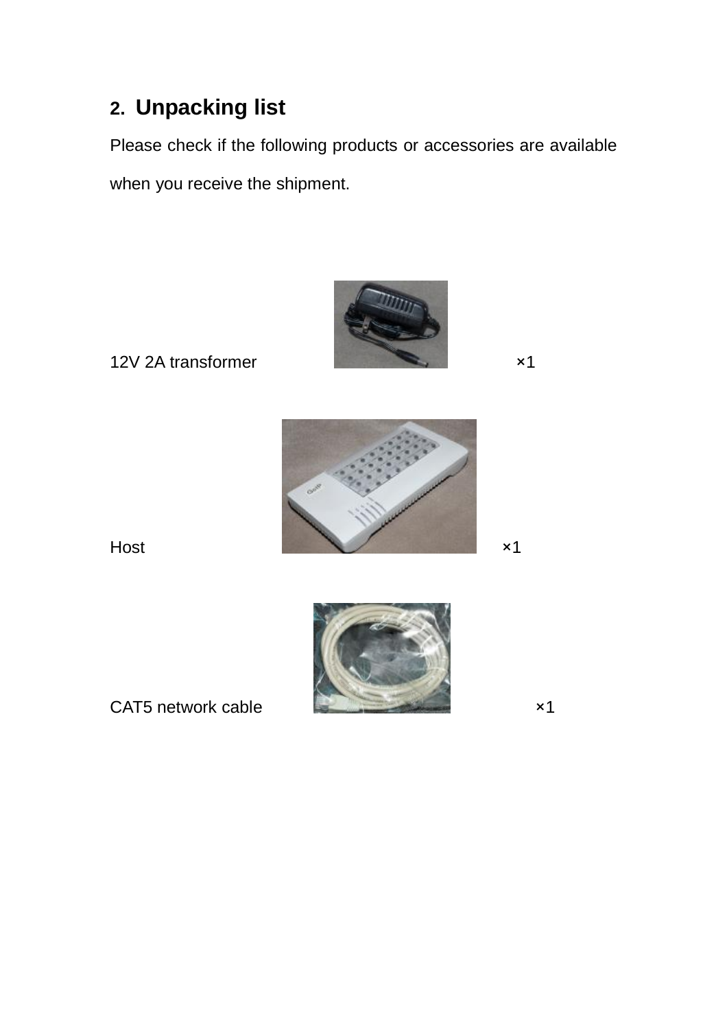## 2. Unpacking list

Please check if the following products or accessories are available when you receive the shipment.

12V 2A transformer ×1

Host ×1

CAT5 network cable ×1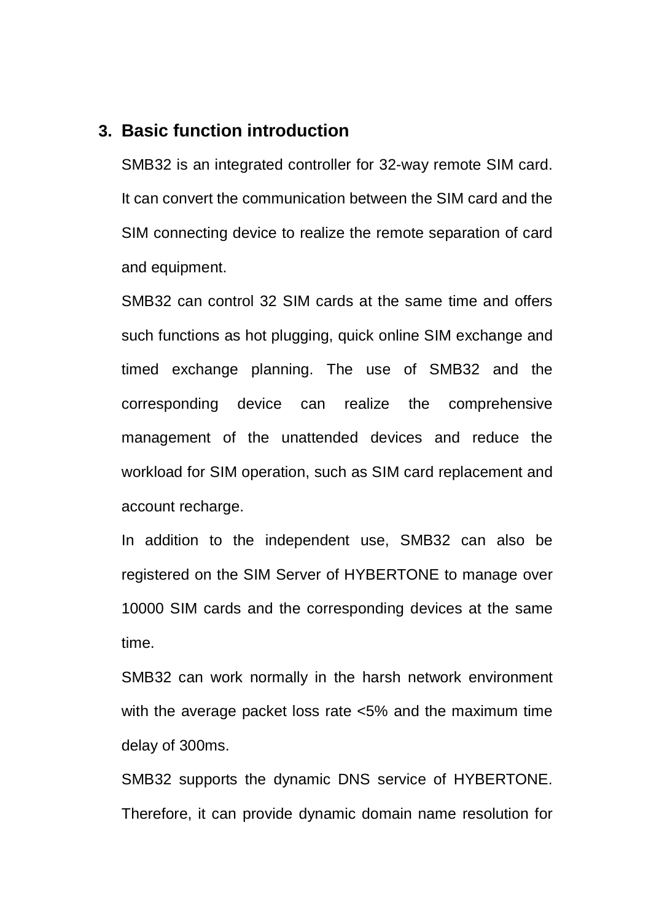## 3. Basic function introduction

SMB32 is an integrated controller for 32-way remote SIM card. It can convert the communication between the SIM card and the SIM connecting device to realize the remote separation of card and equipment.

SMB32 can control 32 SIM cards at the same time and offers such functions as hot plugging, quick online SIM exchange and timed exchange planning. The use of SMB32 and the corresponding device can realize the comprehensive management of the unattended devices and reduce the workload for SIM operation, such as SIM card replacement and account recharge.

In addition to the independent use, SMB32 can also be registered on the SIM Server of HYBERTONE to manage over 10000 SIM cards and the corresponding devices at the same time.

SMB32 can work normally in the harsh network environment with the average packet loss rate <5% and the maximum time delay of 300ms.

SMB32 supports the dynamic DNS service of HYBERTONE. Therefore, it can provide dynamic domain name resolution for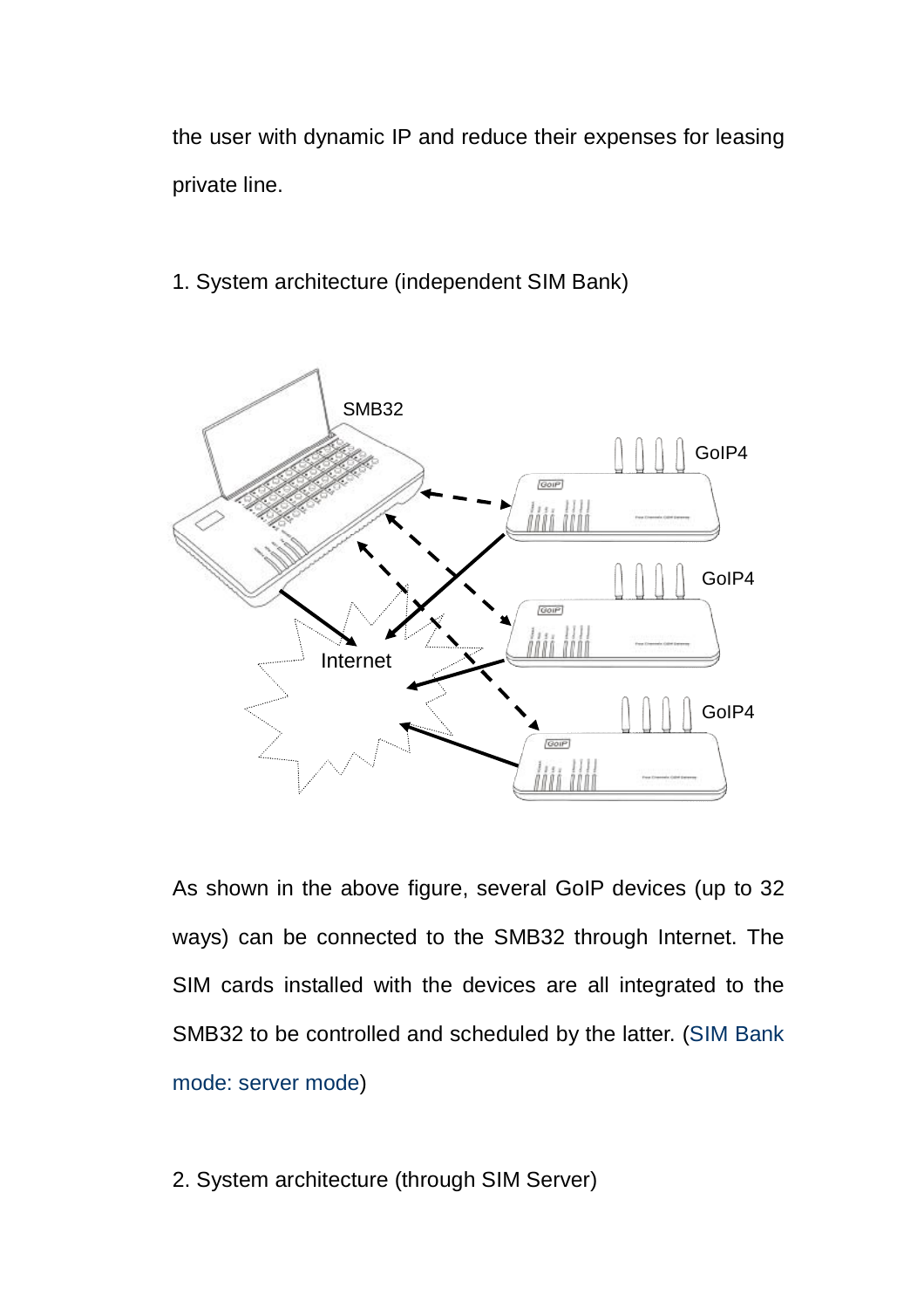the user with dynamic IP and reduce their expenses for leasing private line.

1. System architecture (independent SIM Bank)

As shown in the above figure, several GoIP devices (up to 32 ways) can be connected to the SMB32 through Internet. The SIM cards installed with the devices are all integrated to the SMB32 to be controlled and scheduled by the latter. (SIM Bank mode: server mode)

2. System architecture (through SIM Server)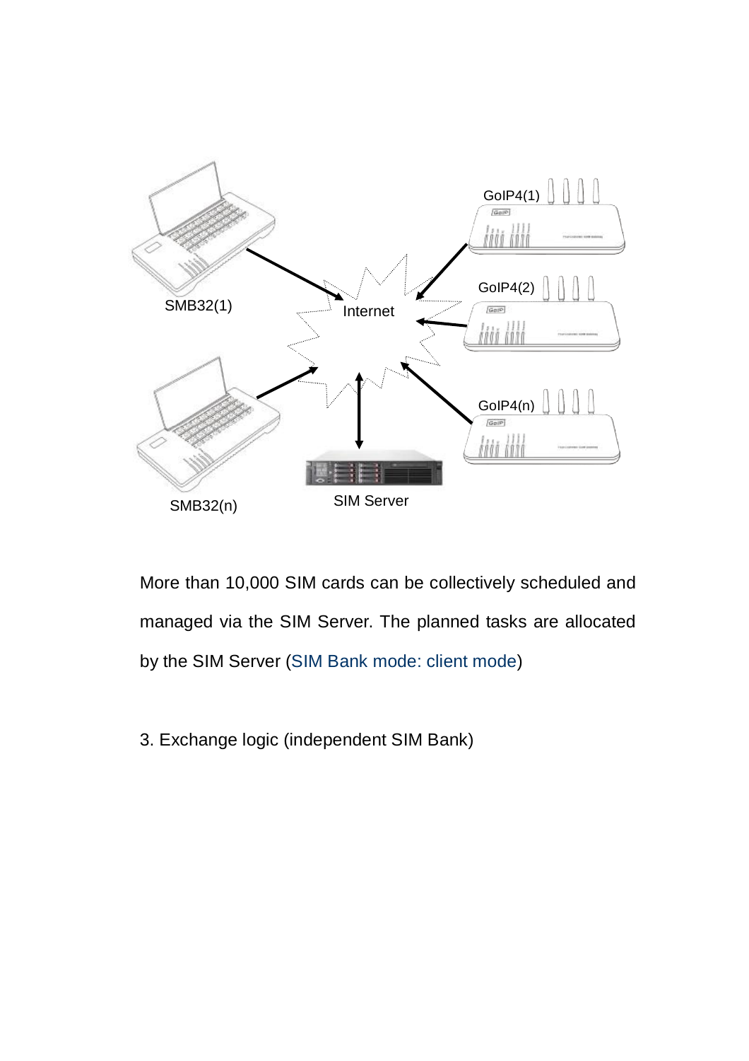More than 10,000 SIM cards can be collectively scheduled and managed via the SIM Server. The planned tasks are allocated by the SIM Server (SIM Bank mode: client mode)

3. Exchange logic (independent SIM Bank)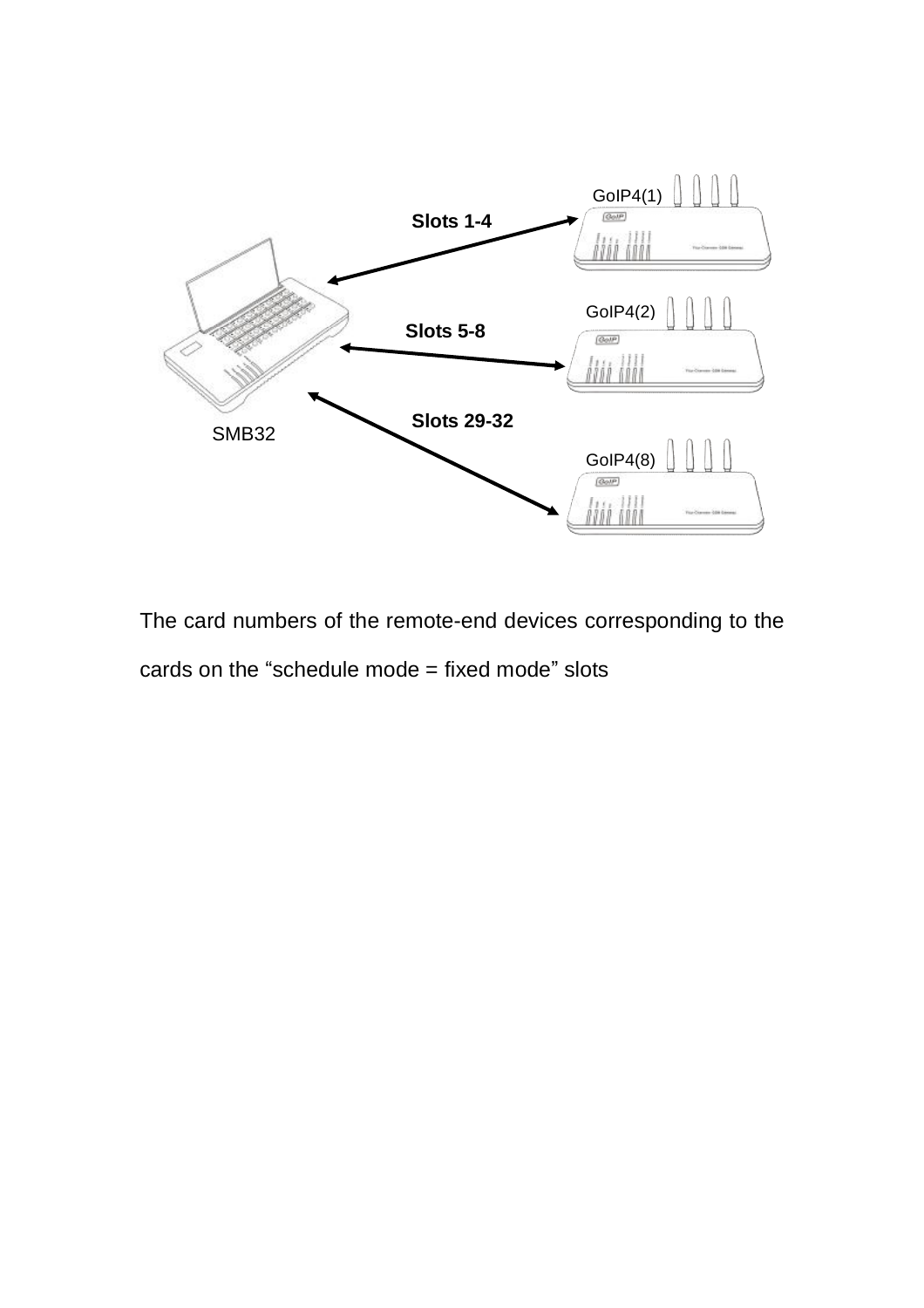The card numbers of the remote-end devices corresponding to the cards on the “schedule mode = fixed mode” slots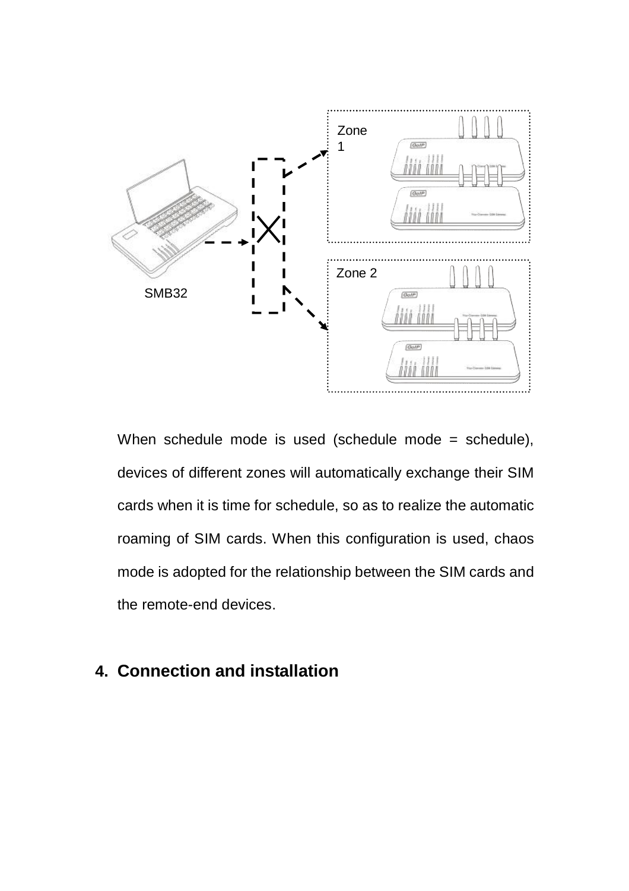When schedule mode is used (schedule mode = schedule), devices of different zones will automatically exchange their SIM cards when it is time for schedule, so as to realize the automatic roaming of SIM cards. When this configuration is used, chaos mode is adopted for the relationship between the SIM cards and the remote-end devices.

## 4. Connection and installation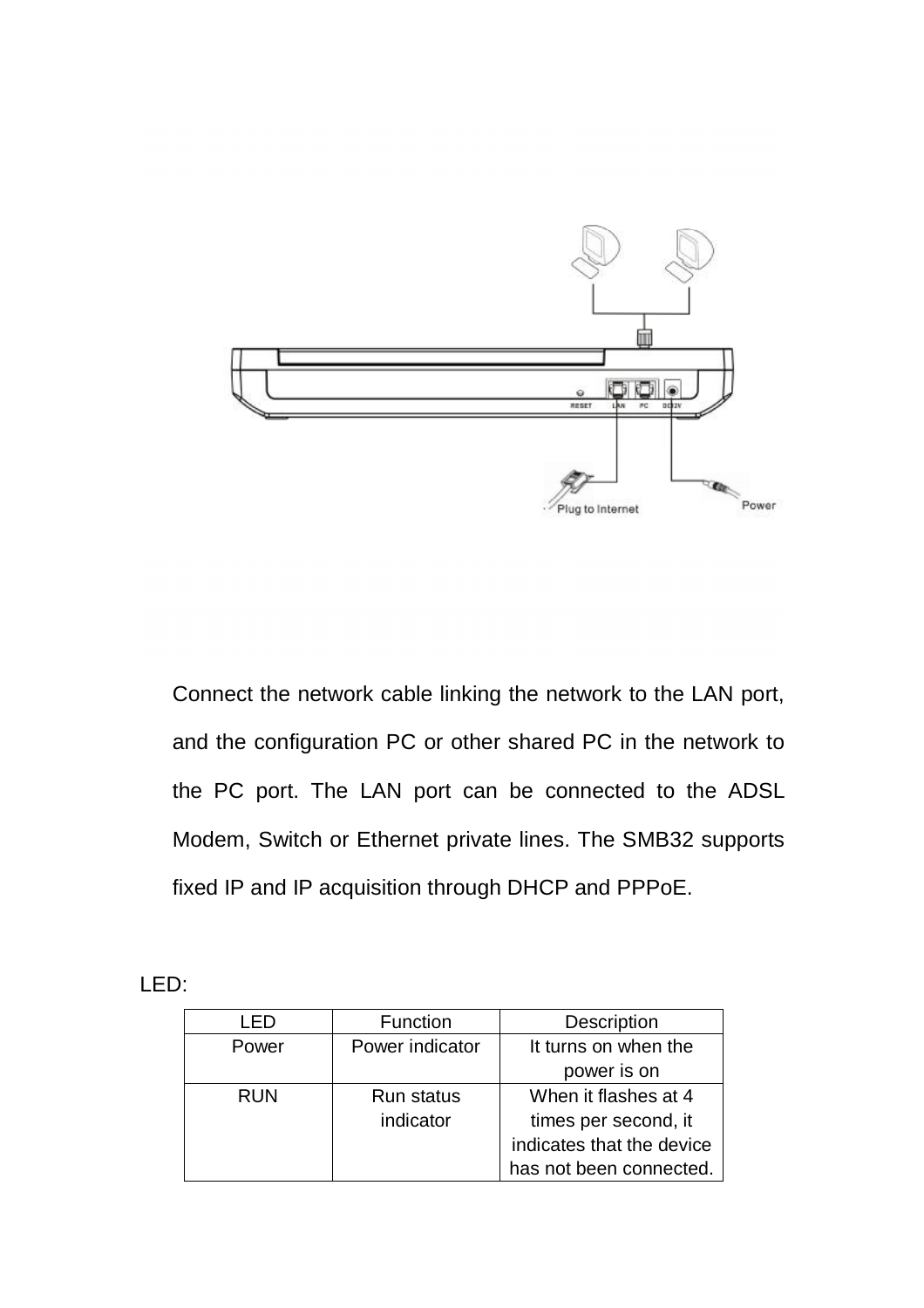Connect the network cable linking the network to the LAN port, and the configuration PC or other shared PC in the network to the PC port. The LAN port can be connected to the ADSL Modem, Switch or Ethernet private lines. The SMB32 supports fixed IP and IP acquisition through DHCP and PPPoE.

LED:

| LED | Function | Description |
| --- | --- | --- |
| Power | Power indicator | It turns on when the power is on |
| RUN | Run status indicator | When it flashes at 4 times per second, it indicates that the device has not been connected. |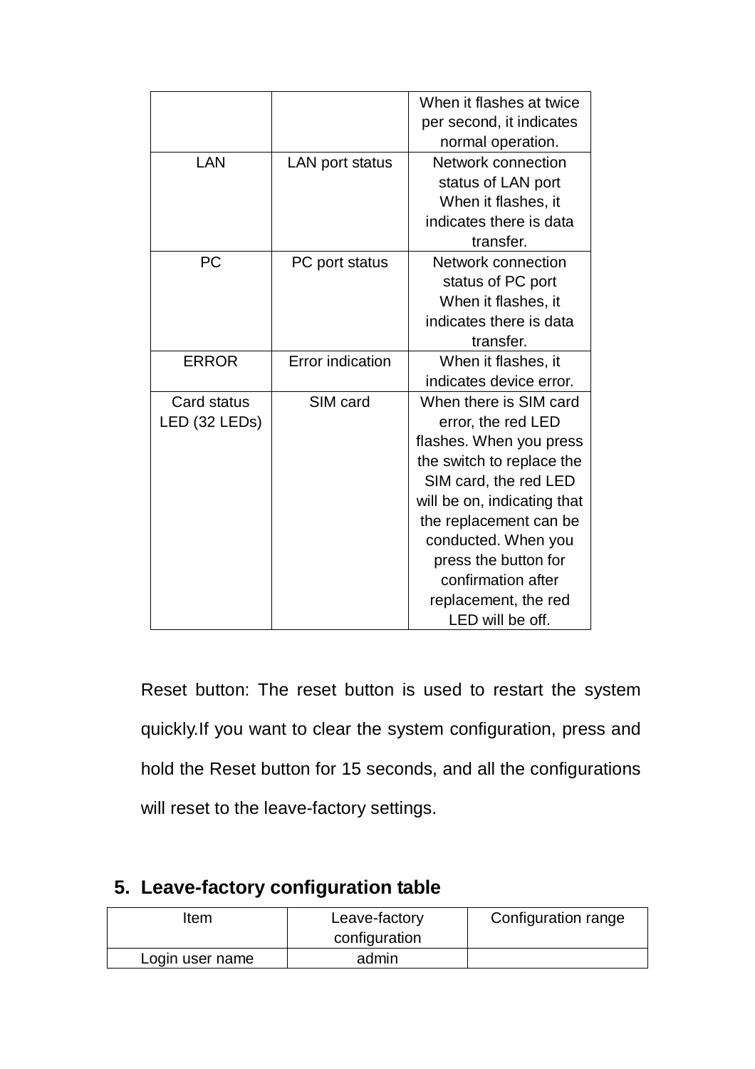| | | |
|---|---|---|
| | | When it flashes at twice per second, it indicates normal operation. |
| LAN | LAN port status | Network connection status of LAN port When it flashes, it indicates there is data transfer. |
| PC | PC port status | Network connection status of PC port When it flashes, it indicates there is data transfer. |
| ERROR | Error indication | When it flashes, it indicates device error. |
| Card status LED (32 LEDs) | SIM card | When there is SIM card error, the red LED flashes. When you press the switch to replace the SIM card, the red LED will be on, indicating that the replacement can be conducted. When you press the button for confirmation after replacement, the red LED will be off. |

Reset button: The reset button is used to restart the system quickly.If you want to clear the system configuration, press and hold the Reset button for 15 seconds, and all the configurations will reset to the leave-factory settings.

## 5. Leave-factory configuration table

| Item | Leave-factory configuration | Configuration range |
|---|---|---|
| Login user name | admin | |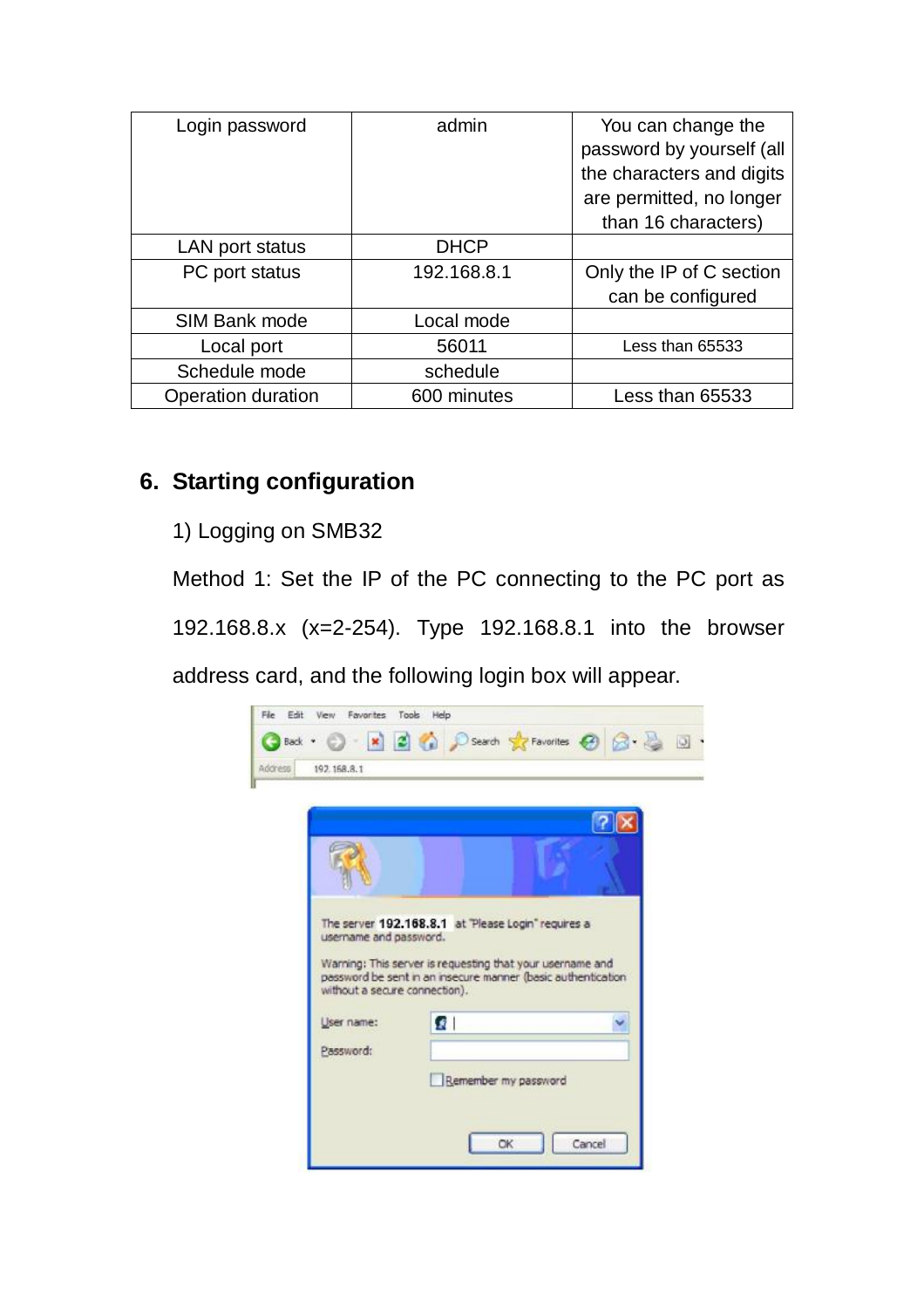| Login password | admin | You can change the password by yourself (all the characters and digits are permitted, no longer than 16 characters) |
|---|---|---|
| LAN port status | DHCP | |
| PC port status | 192.168.8.1 | Only the IP of C section can be configured |
| SIM Bank mode | Local mode | |
| Local port | 56011 | Less than 65533 |
| Schedule mode | schedule | |
| Operation duration | 600 minutes | Less than 65533 |

## 6. Starting configuration

1) Logging on SMB32

Method 1: Set the IP of the PC connecting to the PC port as 192.168.8.x (x=2-254). Type 192.168.8.1 into the browser address card, and the following login box will appear.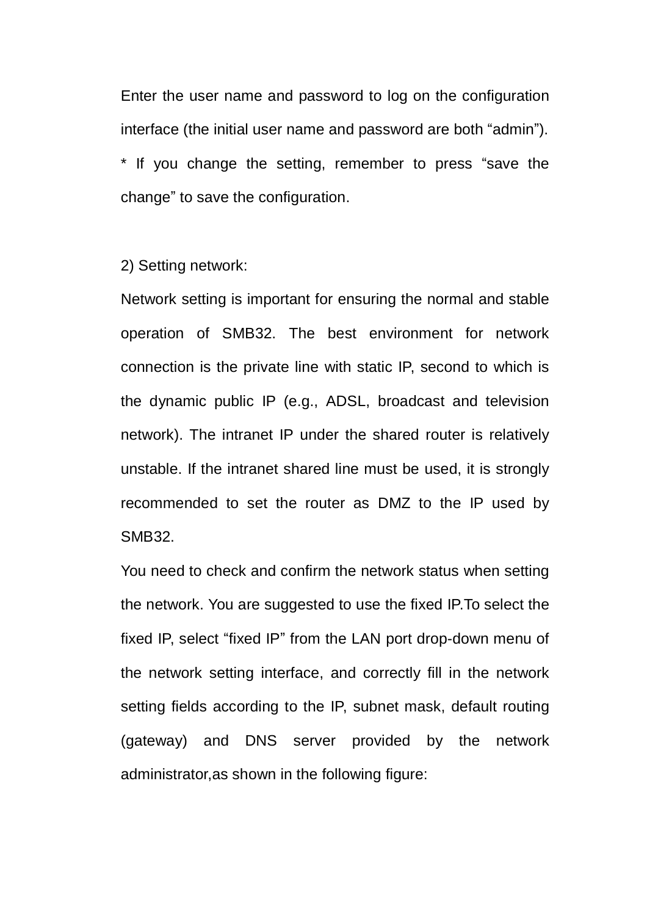Enter the user name and password to log on the configuration interface (the initial user name and password are both “admin”).

* If you change the setting, remember to press “save the change” to save the configuration.

2) Setting network:

Network setting is important for ensuring the normal and stable operation of SMB32. The best environment for network connection is the private line with static IP, second to which is the dynamic public IP (e.g., ADSL, broadcast and television network). The intranet IP under the shared router is relatively unstable. If the intranet shared line must be used, it is strongly recommended to set the router as DMZ to the IP used by SMB32.

You need to check and confirm the network status when setting the network. You are suggested to use the fixed IP.To select the fixed IP, select “fixed IP” from the LAN port drop-down menu of the network setting interface, and correctly fill in the network setting fields according to the IP, subnet mask, default routing (gateway) and DNS server provided by the network administrator,as shown in the following figure: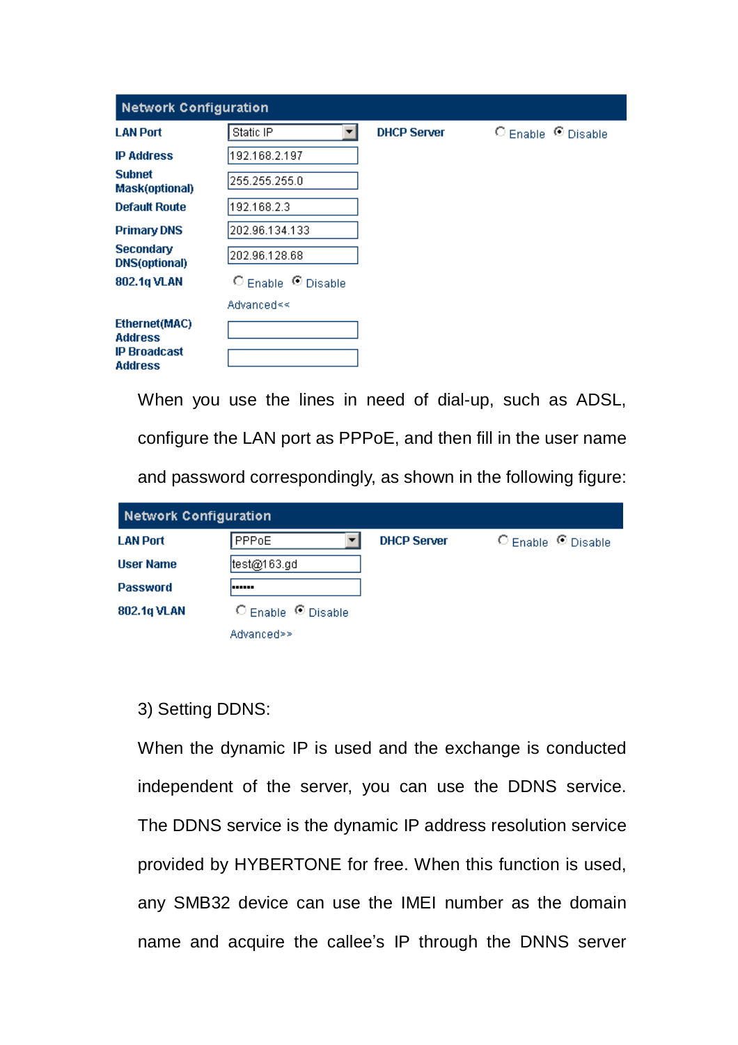**Network Configuration**

| LAN Port | Static IP | DHCP Server | ○ Enable ◉ Disable |
|---|---|---|---|
| IP Address | 192.168.2.197 | | |
| Subnet Mask(optional) | 255.255.255.0 | | |
| Default Route | 192.168.2.3 | | |
| Primary DNS | 202.96.134.133 | | |
| Secondary DNS(optional) | 202.96.128.68 | | |
| 802.1q VLAN | ○ Enable ◉ Disable | | |
| | Advanced<< | | |
| Ethernet(MAC) Address | | | |
| IP Broadcast Address | | | |

When you use the lines in need of dial-up, such as ADSL, configure the LAN port as PPPoE, and then fill in the user name and password correspondingly, as shown in the following figure:

**Network Configuration**

| LAN Port | PPPoE | DHCP Server | ○ Enable ◉ Disable |
|---|---|---|---|
| User Name | test@163.gd | | |
| Password | •••••• | | |
| 802.1q VLAN | ○ Enable ◉ Disable | | |
| | Advanced>> | | |

3) Setting DDNS:

When the dynamic IP is used and the exchange is conducted independent of the server, you can use the DDNS service. The DDNS service is the dynamic IP address resolution service provided by HYBERTONE for free. When this function is used, any SMB32 device can use the IMEI number as the domain name and acquire the callee's IP through the DNNS server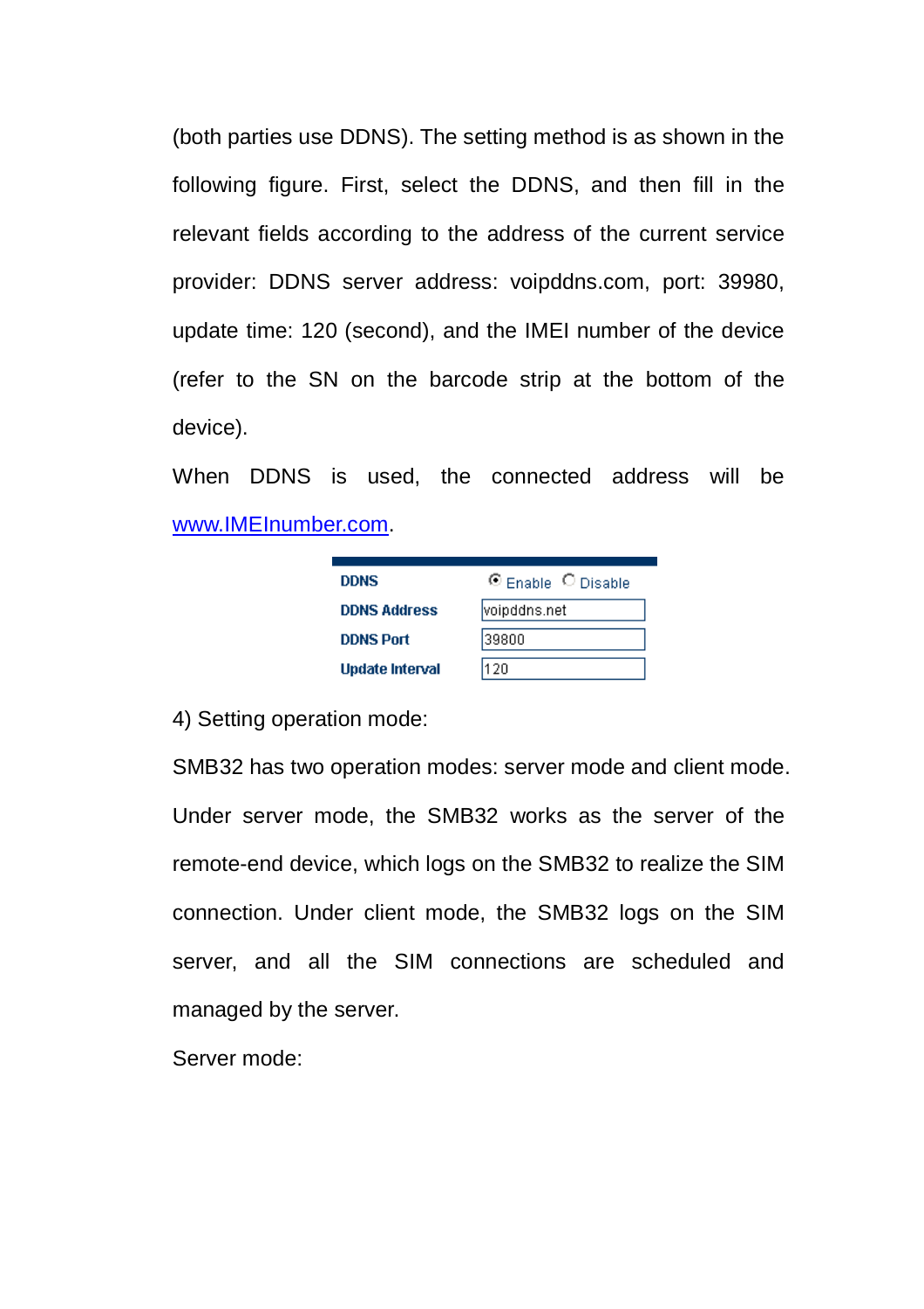(both parties use DDNS). The setting method is as shown in the following figure. First, select the DDNS, and then fill in the relevant fields according to the address of the current service provider: DDNS server address: voipddns.com, port: 39980, update time: 120 (second), and the IMEI number of the device (refer to the SN on the barcode strip at the bottom of the device).

When DDNS is used, the connected address will be [www.IMEInumber.com](www.IMEInumber.com).

| DDNS | ◉ Enable ○ Disable |
|---|---|
| DDNS Address | voipddns.net |
| DDNS Port | 39800 |
| Update Interval | 120 |

4) Setting operation mode:

SMB32 has two operation modes: server mode and client mode. Under server mode, the SMB32 works as the server of the remote-end device, which logs on the SMB32 to realize the SIM connection. Under client mode, the SMB32 logs on the SIM server, and all the SIM connections are scheduled and managed by the server.

Server mode: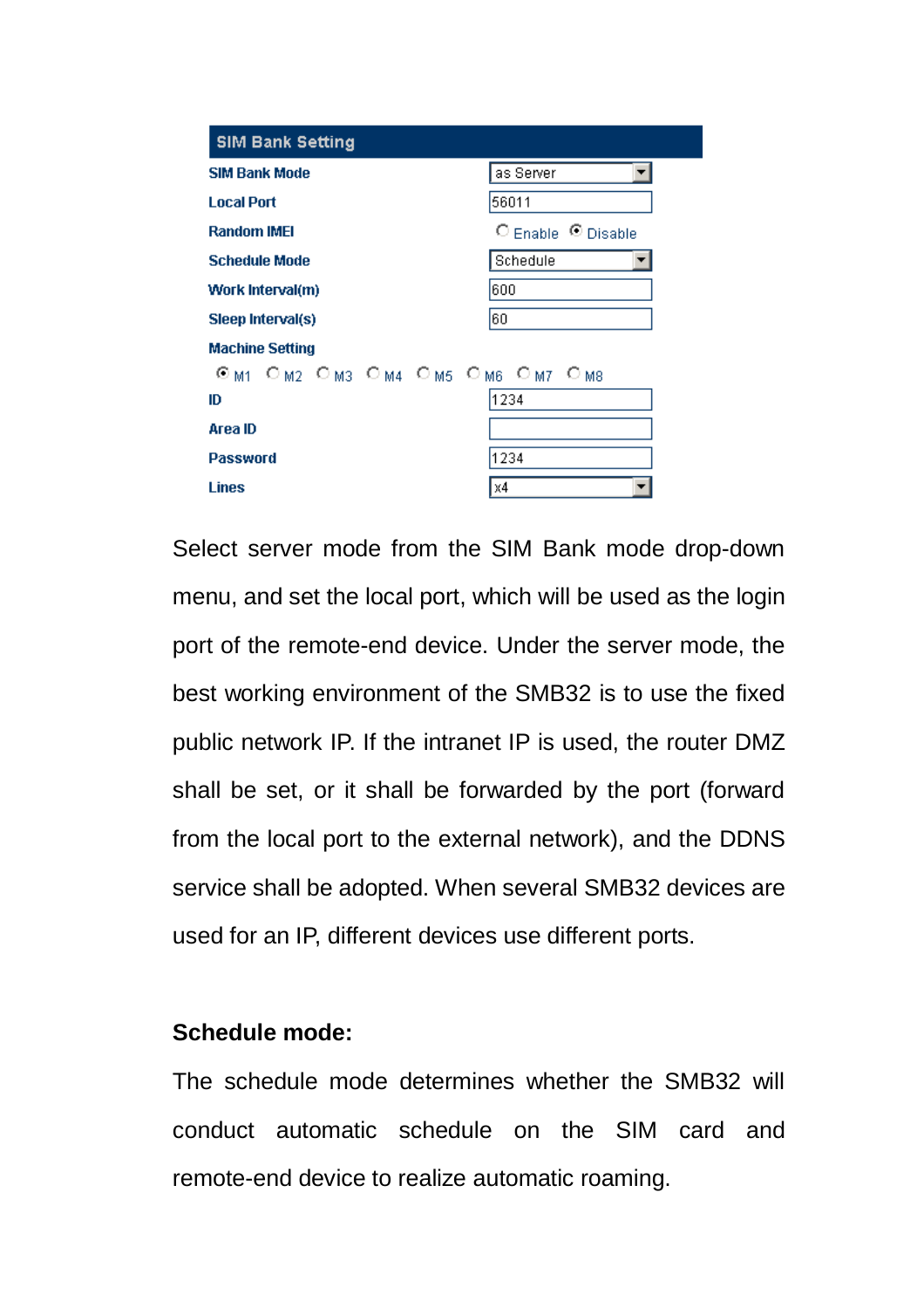| SIM Bank Setting | |
|---|---|
| SIM Bank Mode | as Server |
| Local Port | 56011 |
| Random IMEI | ○ Enable ◉ Disable |
| Schedule Mode | Schedule |
| Work Interval(m) | 600 |
| Sleep Interval(s) | 60 |
| Machine Setting | |
| ◉ M1 ○ M2 ○ M3 ○ M4 ○ M5 ○ M6 ○ M7 ○ M8 | |
| ID | 1234 |
| Area ID | |
| Password | 1234 |
| Lines | x4 |

Select server mode from the SIM Bank mode drop-down menu, and set the local port, which will be used as the login port of the remote-end device. Under the server mode, the best working environment of the SMB32 is to use the fixed public network IP. If the intranet IP is used, the router DMZ shall be set, or it shall be forwarded by the port (forward from the local port to the external network), and the DDNS service shall be adopted. When several SMB32 devices are used for an IP, different devices use different ports.

**Schedule mode:**

The schedule mode determines whether the SMB32 will conduct automatic schedule on the SIM card and remote-end device to realize automatic roaming.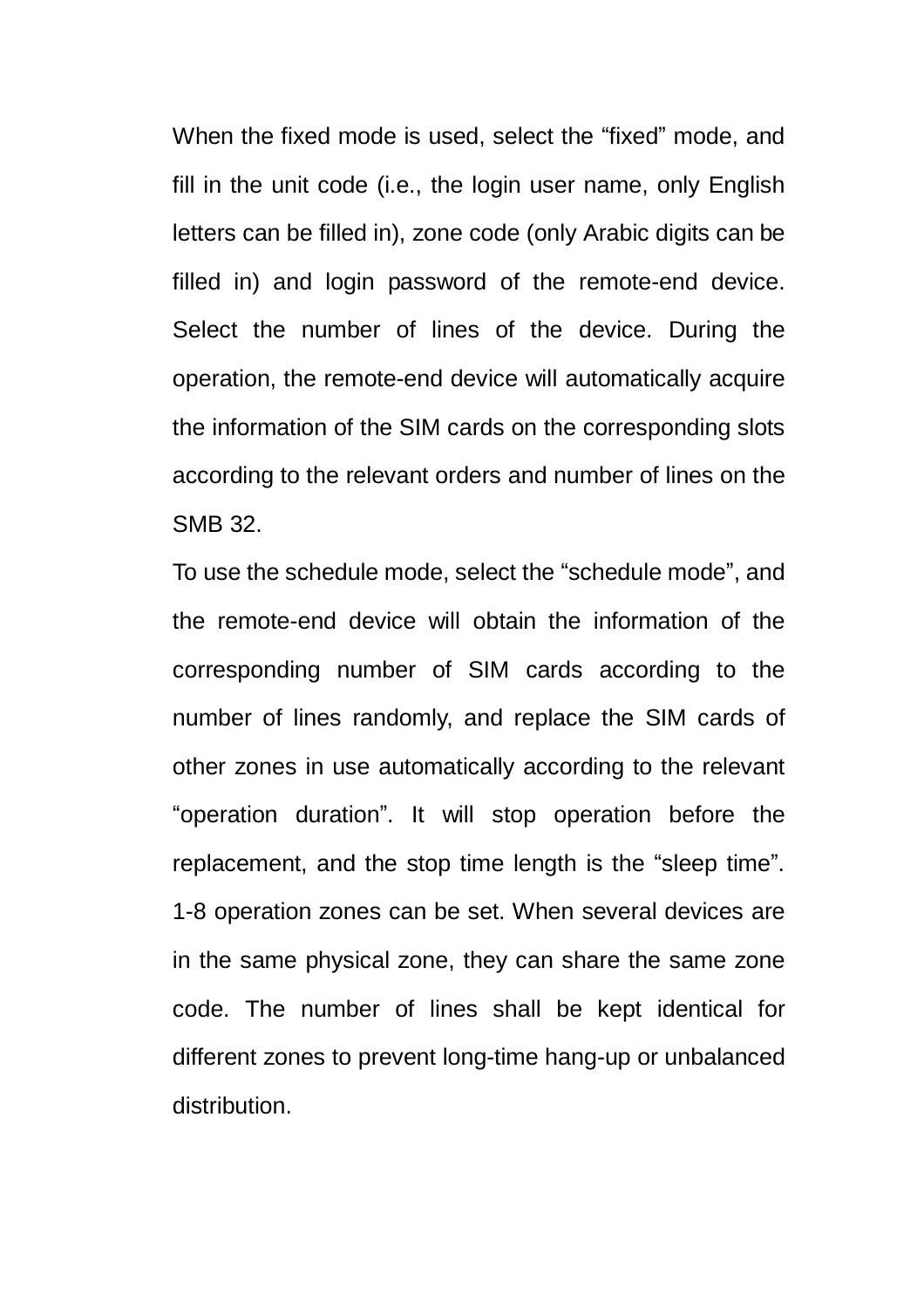When the fixed mode is used, select the “fixed” mode, and fill in the unit code (i.e., the login user name, only English letters can be filled in), zone code (only Arabic digits can be filled in) and login password of the remote-end device. Select the number of lines of the device. During the operation, the remote-end device will automatically acquire the information of the SIM cards on the corresponding slots according to the relevant orders and number of lines on the SMB 32.

To use the schedule mode, select the “schedule mode”, and the remote-end device will obtain the information of the corresponding number of SIM cards according to the number of lines randomly, and replace the SIM cards of other zones in use automatically according to the relevant “operation duration”. It will stop operation before the replacement, and the stop time length is the “sleep time”. 1-8 operation zones can be set. When several devices are in the same physical zone, they can share the same zone code. The number of lines shall be kept identical for different zones to prevent long-time hang-up or unbalanced distribution.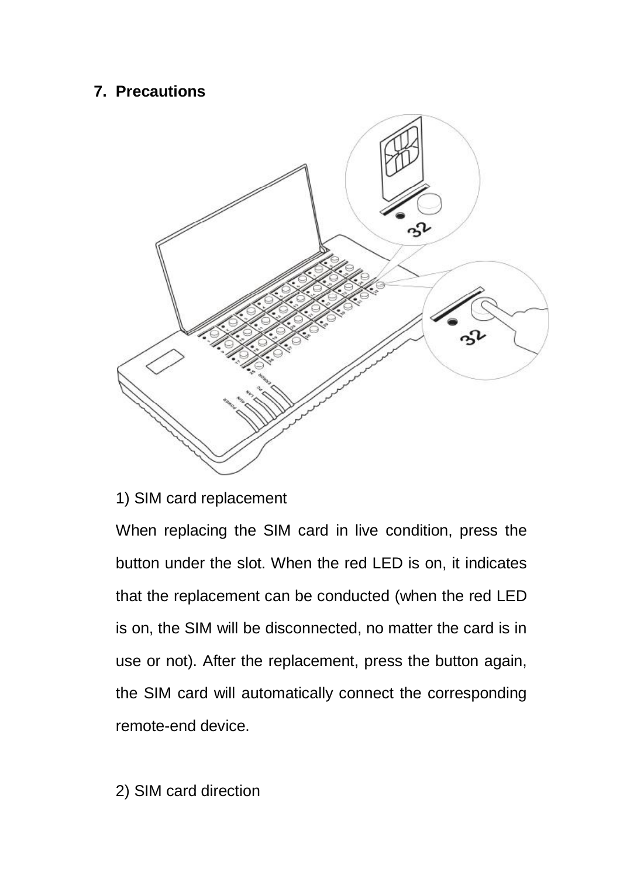## 7. Precautions

1) SIM card replacement

When replacing the SIM card in live condition, press the button under the slot. When the red LED is on, it indicates that the replacement can be conducted (when the red LED is on, the SIM will be disconnected, no matter the card is in use or not). After the replacement, press the button again, the SIM card will automatically connect the corresponding remote-end device.

2) SIM card direction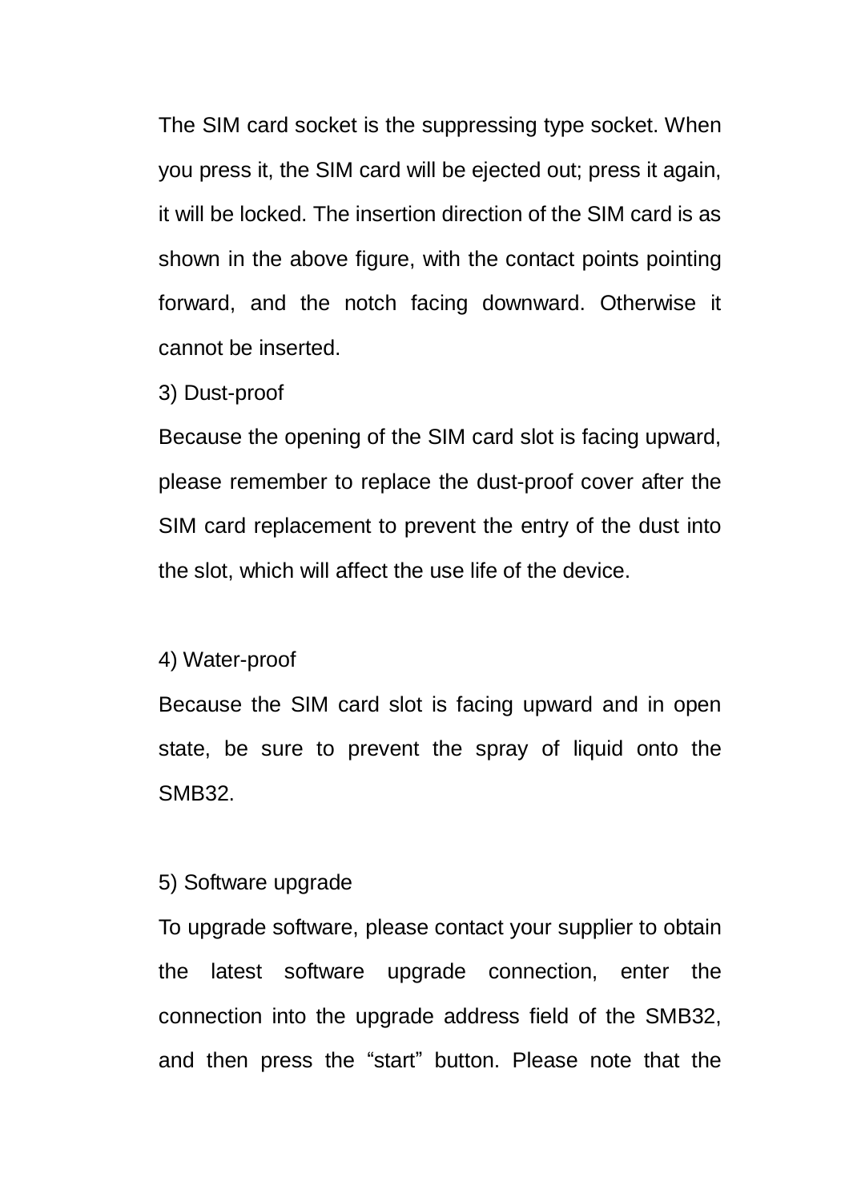The SIM card socket is the suppressing type socket. When you press it, the SIM card will be ejected out; press it again, it will be locked. The insertion direction of the SIM card is as shown in the above figure, with the contact points pointing forward, and the notch facing downward. Otherwise it cannot be inserted.

3) Dust-proof

Because the opening of the SIM card slot is facing upward, please remember to replace the dust-proof cover after the SIM card replacement to prevent the entry of the dust into the slot, which will affect the use life of the device.

4) Water-proof

Because the SIM card slot is facing upward and in open state, be sure to prevent the spray of liquid onto the SMB32.

5) Software upgrade

To upgrade software, please contact your supplier to obtain the latest software upgrade connection, enter the connection into the upgrade address field of the SMB32, and then press the “start” button. Please note that the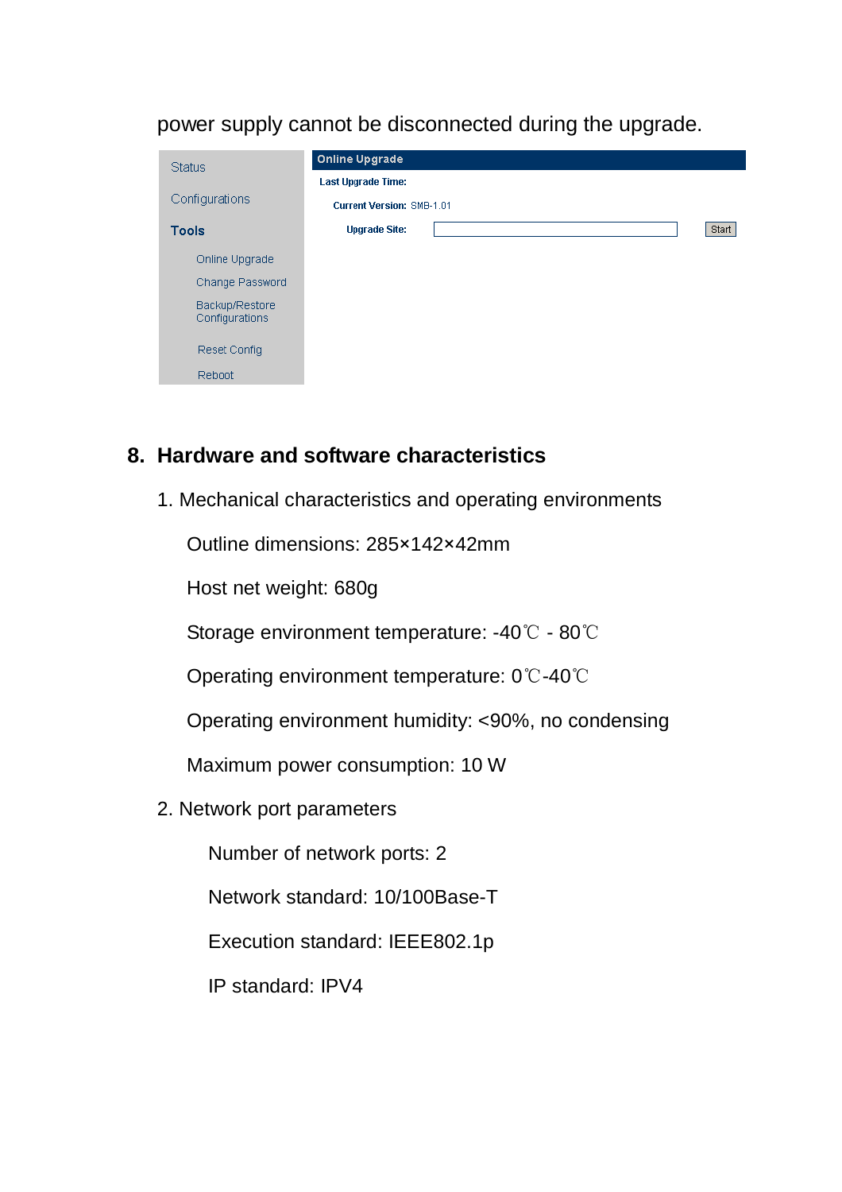power supply cannot be disconnected during the upgrade.

Status

Configurations

**Tools**

Online Upgrade

Change Password

Backup/Restore Configurations

Reset Config

Reboot

**Online Upgrade**

**Last Upgrade Time:**

**Current Version:** SMB-1.01

**Upgrade Site:** Start

## 8. Hardware and software characteristics

1. Mechanical characteristics and operating environments

   Outline dimensions: 285×142×42mm

   Host net weight: 680g

   Storage environment temperature: -40℃ - 80℃

   Operating environment temperature: 0℃-40℃

   Operating environment humidity: <90%, no condensing

   Maximum power consumption: 10 W

2. Network port parameters

   Number of network ports: 2

   Network standard: 10/100Base-T

   Execution standard: IEEE802.1p

   IP standard: IPV4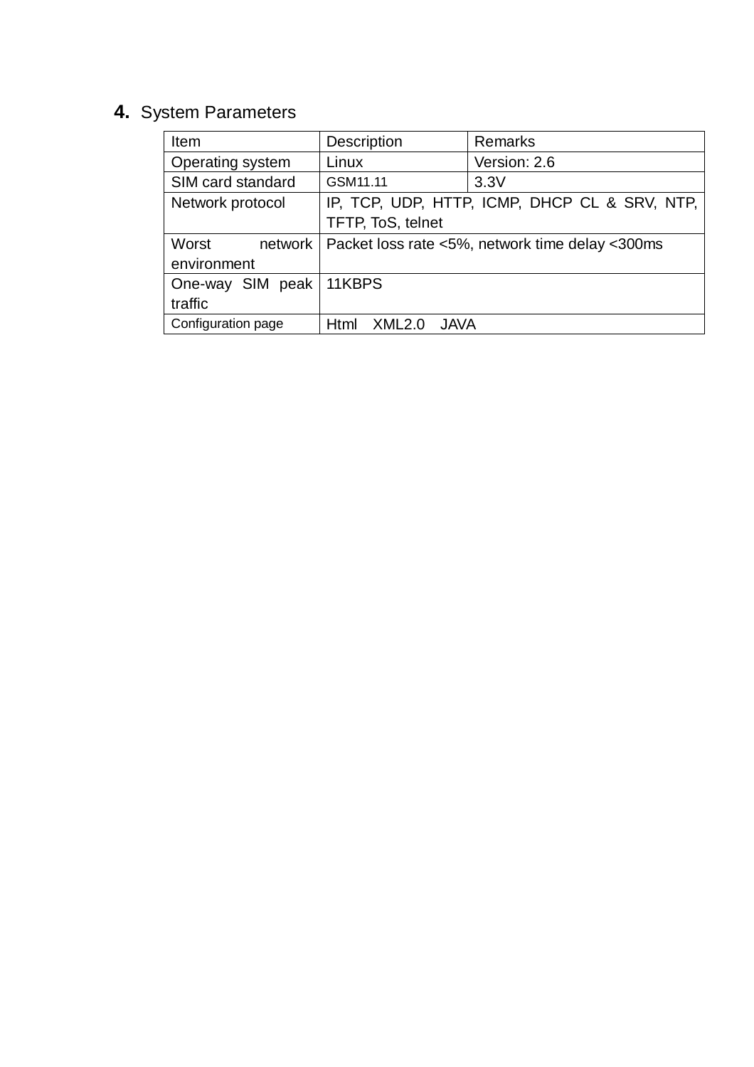## 4. System Parameters

| Item | Description | Remarks |
|---|---|---|
| Operating system | Linux | Version: 2.6 |
| SIM card standard | GSM11.11 | 3.3V |
| Network protocol | IP, TCP, UDP, HTTP, ICMP, DHCP CL & SRV, NTP, TFTP, ToS, telnet | |
| Worst network environment | Packet loss rate <5%, network time delay <300ms | |
| One-way SIM peak traffic | 11KBPS | |
| Configuration page | Html XML2.0 JAVA | |